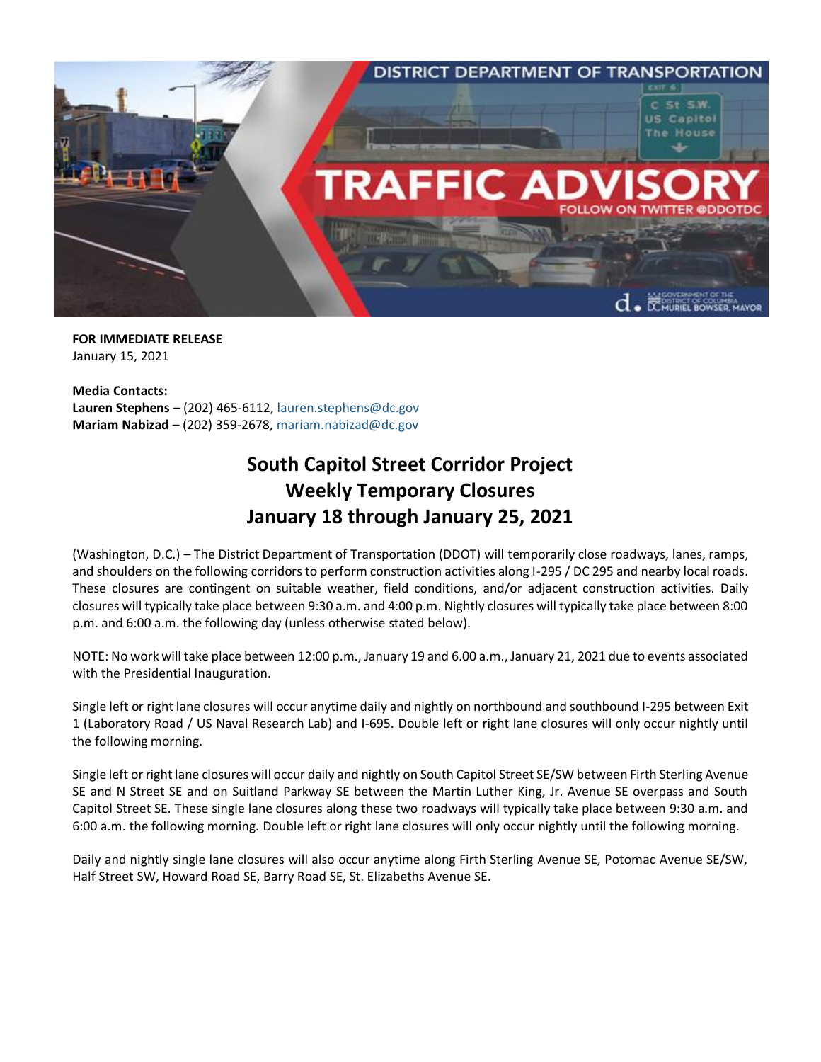**FOR IMMEDIATE RELEASE**
January 15, 2021

**Media Contacts:**
**Lauren Stephens** – (202) 465-6112, lauren.stephens@dc.gov
**Mariam Nabizad** – (202) 359-2678, mariam.nabizad@dc.gov

# South Capitol Street Corridor Project
# Weekly Temporary Closures
# January 18 through January 25, 2021

(Washington, D.C.) – The District Department of Transportation (DDOT) will temporarily close roadways, lanes, ramps, and shoulders on the following corridors to perform construction activities along I-295 / DC 295 and nearby local roads. These closures are contingent on suitable weather, field conditions, and/or adjacent construction activities. Daily closures will typically take place between 9:30 a.m. and 4:00 p.m. Nightly closures will typically take place between 8:00 p.m. and 6:00 a.m. the following day (unless otherwise stated below).

NOTE: No work will take place between 12:00 p.m., January 19 and 6.00 a.m., January 21, 2021 due to events associated with the Presidential Inauguration.

Single left or right lane closures will occur anytime daily and nightly on northbound and southbound I-295 between Exit 1 (Laboratory Road / US Naval Research Lab) and I-695. Double left or right lane closures will only occur nightly until the following morning.

Single left or right lane closures will occur daily and nightly on South Capitol Street SE/SW between Firth Sterling Avenue SE and N Street SE and on Suitland Parkway SE between the Martin Luther King, Jr. Avenue SE overpass and South Capitol Street SE. These single lane closures along these two roadways will typically take place between 9:30 a.m. and 6:00 a.m. the following morning. Double left or right lane closures will only occur nightly until the following morning.

Daily and nightly single lane closures will also occur anytime along Firth Sterling Avenue SE, Potomac Avenue SE/SW, Half Street SW, Howard Road SE, Barry Road SE, St. Elizabeths Avenue SE.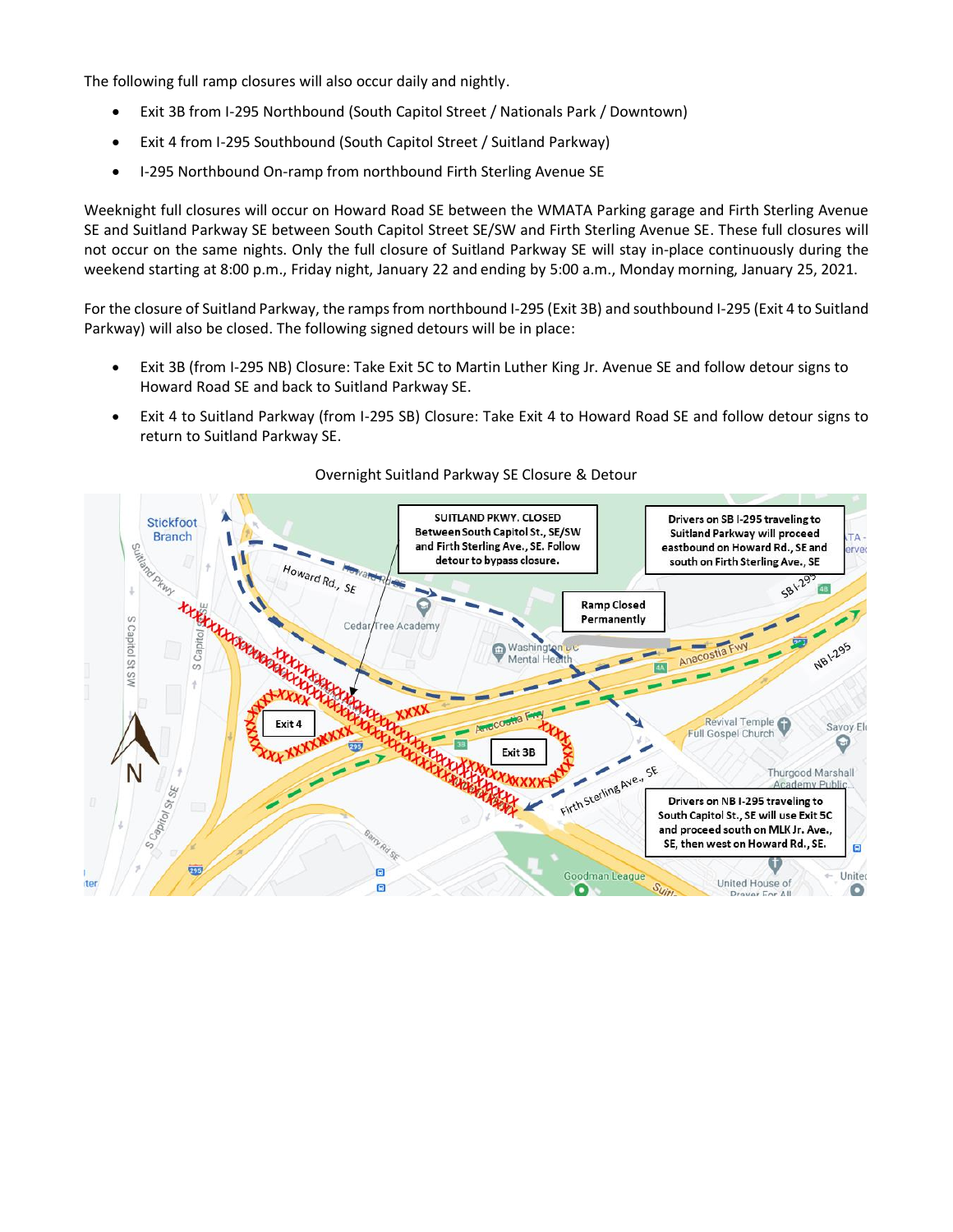The following full ramp closures will also occur daily and nightly.

- Exit 3B from I-295 Northbound (South Capitol Street / Nationals Park / Downtown)
- Exit 4 from I-295 Southbound (South Capitol Street / Suitland Parkway)
- I-295 Northbound On-ramp from northbound Firth Sterling Avenue SE

Weeknight full closures will occur on Howard Road SE between the WMATA Parking garage and Firth Sterling Avenue SE and Suitland Parkway SE between South Capitol Street SE/SW and Firth Sterling Avenue SE. These full closures will not occur on the same nights. Only the full closure of Suitland Parkway SE will stay in-place continuously during the weekend starting at 8:00 p.m., Friday night, January 22 and ending by 5:00 a.m., Monday morning, January 25, 2021.

For the closure of Suitland Parkway, the ramps from northbound I-295 (Exit 3B) and southbound I-295 (Exit 4 to Suitland Parkway) will also be closed. The following signed detours will be in place:

- Exit 3B (from I-295 NB) Closure: Take Exit 5C to Martin Luther King Jr. Avenue SE and follow detour signs to Howard Road SE and back to Suitland Parkway SE.
- Exit 4 to Suitland Parkway (from I-295 SB) Closure: Take Exit 4 to Howard Road SE and follow detour signs to return to Suitland Parkway SE.

Overnight Suitland Parkway SE Closure & Detour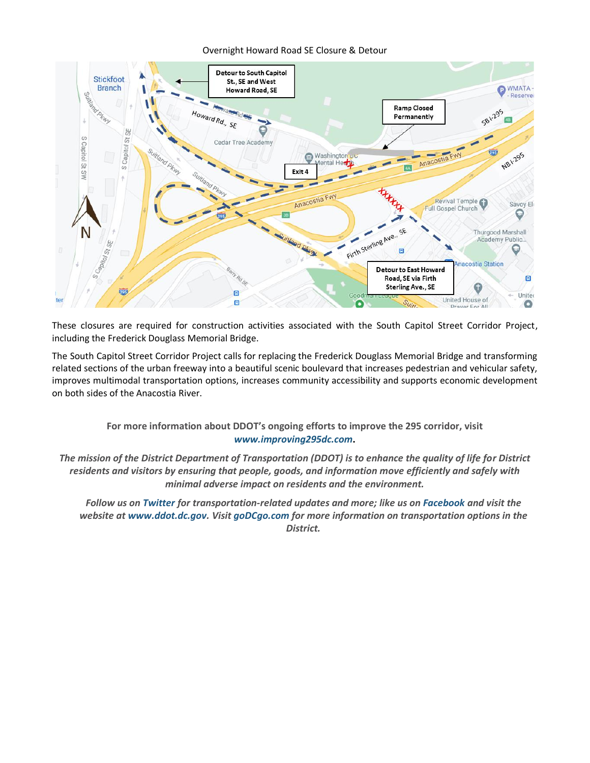Overnight Howard Road SE Closure & Detour

Detour to South Capitol St., SE and West Howard Road, SE

Ramp Closed Permanently

Exit 4

Detour to East Howard Road, SE via Firth Sterling Ave., SE

These closures are required for construction activities associated with the South Capitol Street Corridor Project, including the Frederick Douglass Memorial Bridge.

The South Capitol Street Corridor Project calls for replacing the Frederick Douglass Memorial Bridge and transforming related sections of the urban freeway into a beautiful scenic boulevard that increases pedestrian and vehicular safety, improves multimodal transportation options, increases community accessibility and supports economic development on both sides of the Anacostia River.

**For more information about DDOT's ongoing efforts to improve the 295 corridor, visit *www.improving295dc.com*.**

***The mission of the District Department of Transportation (DDOT) is to enhance the quality of life for District residents and visitors by ensuring that people, goods, and information move efficiently and safely with minimal adverse impact on residents and the environment.***

***Follow us on Twitter for transportation-related updates and more; like us on Facebook and visit the website at www.ddot.dc.gov. Visit goDCgo.com for more information on transportation options in the District.***